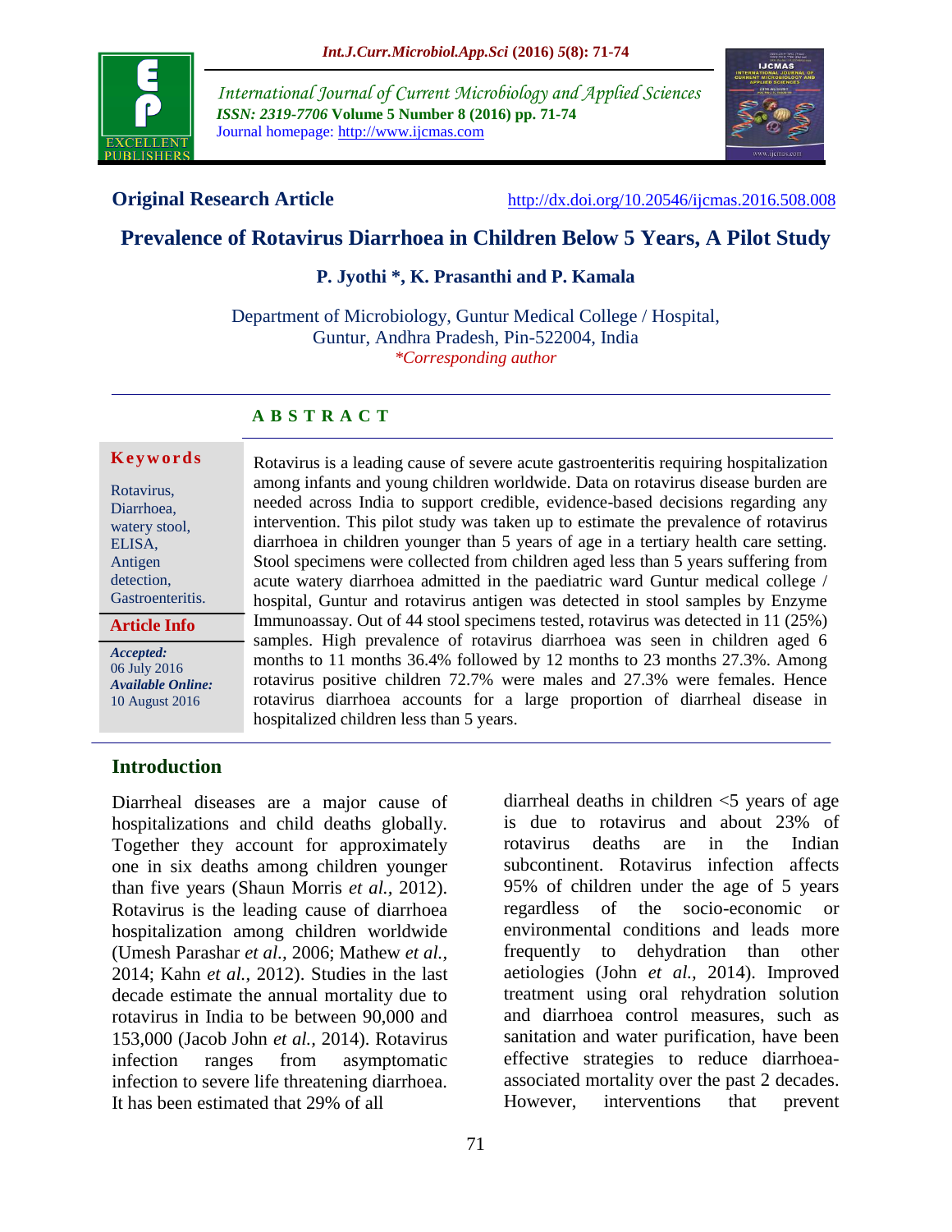**Original Research Article** http://dx.doi.org/10.20546/ijcmas.2016.508.008

# Prevalence of Rotavirus Diarrhoea in Children Below 5 Years, A Pilot Study

**P. Jyothi *, K. Prasanthi and P. Kamala**

Department of Microbiology, Guntur Medical College / Hospital, Guntur, Andhra Pradesh, Pin-522004, India

*\*Corresponding author*

## ABSTRACT

**Keywords**

Rotavirus, Diarrhoea, watery stool, ELISA, Antigen detection, Gastroenteritis.

**Article Info**

*Accepted:* 06 July 2016

*Available Online:* 10 August 2016

Rotavirus is a leading cause of severe acute gastroenteritis requiring hospitalization among infants and young children worldwide. Data on rotavirus disease burden are needed across India to support credible, evidence-based decisions regarding any intervention. This pilot study was taken up to estimate the prevalence of rotavirus diarrhoea in children younger than 5 years of age in a tertiary health care setting. Stool specimens were collected from children aged less than 5 years suffering from acute watery diarrhoea admitted in the paediatric ward Guntur medical college / hospital, Guntur and rotavirus antigen was detected in stool samples by Enzyme Immunoassay. Out of 44 stool specimens tested, rotavirus was detected in 11 (25%) samples. High prevalence of rotavirus diarrhoea was seen in children aged 6 months to 11 months 36.4% followed by 12 months to 23 months 27.3%. Among rotavirus positive children 72.7% were males and 27.3% were females. Hence rotavirus diarrhoea accounts for a large proportion of diarrheal disease in hospitalized children less than 5 years.

## Introduction

Diarrheal diseases are a major cause of hospitalizations and child deaths globally. Together they account for approximately one in six deaths among children younger than five years (Shaun Morris *et al.,* 2012). Rotavirus is the leading cause of diarrhoea hospitalization among children worldwide (Umesh Parashar *et al.,* 2006; Mathew *et al.,* 2014; Kahn *et al.,* 2012). Studies in the last decade estimate the annual mortality due to rotavirus in India to be between 90,000 and 153,000 (Jacob John *et al.,* 2014). Rotavirus infection ranges from asymptomatic infection to severe life threatening diarrhoea. It has been estimated that 29% of all diarrheal deaths in children <5 years of age is due to rotavirus and about 23% of rotavirus deaths are in the Indian subcontinent. Rotavirus infection affects 95% of children under the age of 5 years regardless of the socio-economic or environmental conditions and leads more frequently to dehydration than other aetiologies (John *et al.,* 2014). Improved treatment using oral rehydration solution and diarrhoea control measures, such as sanitation and water purification, have been effective strategies to reduce diarrhoea-associated mortality over the past 2 decades. However, interventions that prevent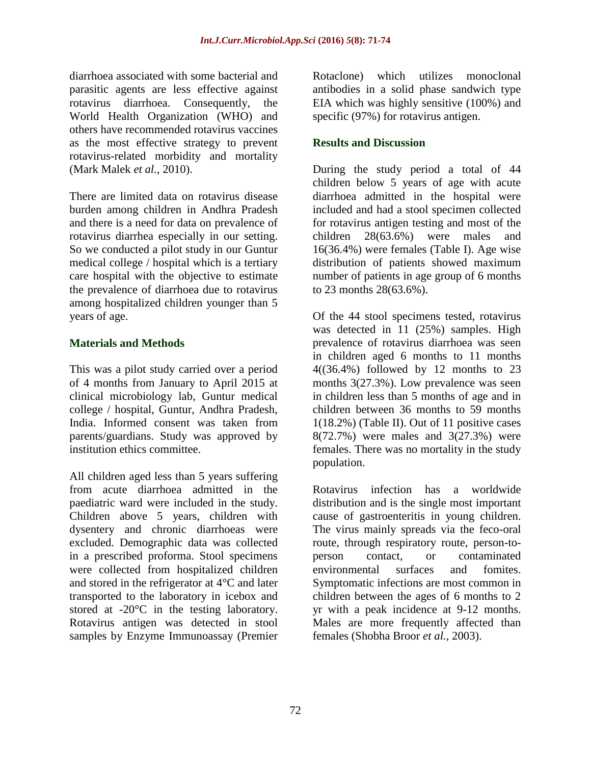diarrhoea associated with some bacterial and parasitic agents are less effective against rotavirus diarrhoea. Consequently, the World Health Organization (WHO) and others have recommended rotavirus vaccines as the most effective strategy to prevent rotavirus-related morbidity and mortality (Mark Malek *et al.,* 2010).

There are limited data on rotavirus disease burden among children in Andhra Pradesh and there is a need for data on prevalence of rotavirus diarrhea especially in our setting. So we conducted a pilot study in our Guntur medical college / hospital which is a tertiary care hospital with the objective to estimate the prevalence of diarrhoea due to rotavirus among hospitalized children younger than 5 years of age.

## Materials and Methods

This was a pilot study carried over a period of 4 months from January to April 2015 at clinical microbiology lab, Guntur medical college / hospital, Guntur, Andhra Pradesh, India. Informed consent was taken from parents/guardians. Study was approved by institution ethics committee.

All children aged less than 5 years suffering from acute diarrhoea admitted in the paediatric ward were included in the study. Children above 5 years, children with dysentery and chronic diarrhoeas were excluded. Demographic data was collected in a prescribed proforma. Stool specimens were collected from hospitalized children and stored in the refrigerator at 4°C and later transported to the laboratory in icebox and stored at -20°C in the testing laboratory. Rotavirus antigen was detected in stool samples by Enzyme Immunoassay (Premier Rotaclone) which utilizes monoclonal antibodies in a solid phase sandwich type EIA which was highly sensitive (100%) and specific (97%) for rotavirus antigen.

## Results and Discussion

During the study period a total of 44 children below 5 years of age with acute diarrhoea admitted in the hospital were included and had a stool specimen collected for rotavirus antigen testing and most of the children 28(63.6%) were males and 16(36.4%) were females (Table I). Age wise distribution of patients showed maximum number of patients in age group of 6 months to 23 months 28(63.6%).

Of the 44 stool specimens tested, rotavirus was detected in 11 (25%) samples. High prevalence of rotavirus diarrhoea was seen in children aged 6 months to 11 months 4((36.4%) followed by 12 months to 23 months 3(27.3%). Low prevalence was seen in children less than 5 months of age and in children between 36 months to 59 months 1(18.2%) (Table II). Out of 11 positive cases 8(72.7%) were males and 3(27.3%) were females. There was no mortality in the study population.

Rotavirus infection has a worldwide distribution and is the single most important cause of gastroenteritis in young children. The virus mainly spreads via the feco-oral route, through respiratory route, person-to-person contact, or contaminated environmental surfaces and fomites. Symptomatic infections are most common in children between the ages of 6 months to 2 yr with a peak incidence at 9-12 months. Males are more frequently affected than females (Shobha Broor *et al.,* 2003).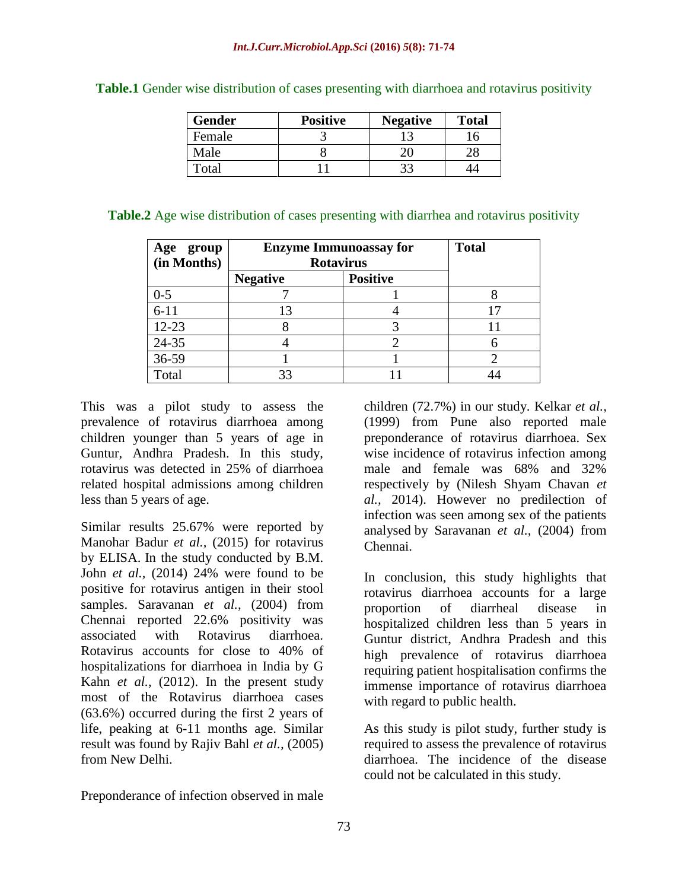**Table.1** Gender wise distribution of cases presenting with diarrhoea and rotavirus positivity

| Gender | Positive | Negative | Total |
|---|---|---|---|
| Female | 3 | 13 | 16 |
| Male | 8 | 20 | 28 |
| Total | 11 | 33 | 44 |

**Table.2** Age wise distribution of cases presenting with diarrhea and rotavirus positivity

| Age group (in Months) | Enzyme Immunoassay for Rotavirus | | Total |
|---|---|---|---|
| | Negative | Positive | |
| 0-5 | 7 | 1 | 8 |
| 6-11 | 13 | 4 | 17 |
| 12-23 | 8 | 3 | 11 |
| 24-35 | 4 | 2 | 6 |
| 36-59 | 1 | 1 | 2 |
| Total | 33 | 11 | 44 |

This was a pilot study to assess the prevalence of rotavirus diarrhoea among children younger than 5 years of age in Guntur, Andhra Pradesh. In this study, rotavirus was detected in 25% of diarrhoea related hospital admissions among children less than 5 years of age.

Similar results 25.67% were reported by Manohar Badur *et al.,* (2015) for rotavirus by ELISA. In the study conducted by B.M. John *et al.,* (2014) 24% were found to be positive for rotavirus antigen in their stool samples. Saravanan *et al.,* (2004) from Chennai reported 22.6% positivity was associated with Rotavirus diarrhoea. Rotavirus accounts for close to 40% of hospitalizations for diarrhoea in India by G Kahn *et al.,* (2012). In the present study most of the Rotavirus diarrhoea cases (63.6%) occurred during the first 2 years of life, peaking at 6-11 months age. Similar result was found by Rajiv Bahl *et al.,* (2005) from New Delhi.

Preponderance of infection observed in male children (72.7%) in our study. Kelkar *et al.,* (1999) from Pune also reported male preponderance of rotavirus diarrhoea. Sex wise incidence of rotavirus infection among male and female was 68% and 32% respectively by (Nilesh Shyam Chavan *et al.,* 2014). However no predilection of infection was seen among sex of the patients analysed by Saravanan *et al.,* (2004) from Chennai.

In conclusion, this study highlights that rotavirus diarrhoea accounts for a large proportion of diarrheal disease in hospitalized children less than 5 years in Guntur district, Andhra Pradesh and this high prevalence of rotavirus diarrhoea requiring patient hospitalisation confirms the immense importance of rotavirus diarrhoea with regard to public health.

As this study is pilot study, further study is required to assess the prevalence of rotavirus diarrhoea. The incidence of the disease could not be calculated in this study.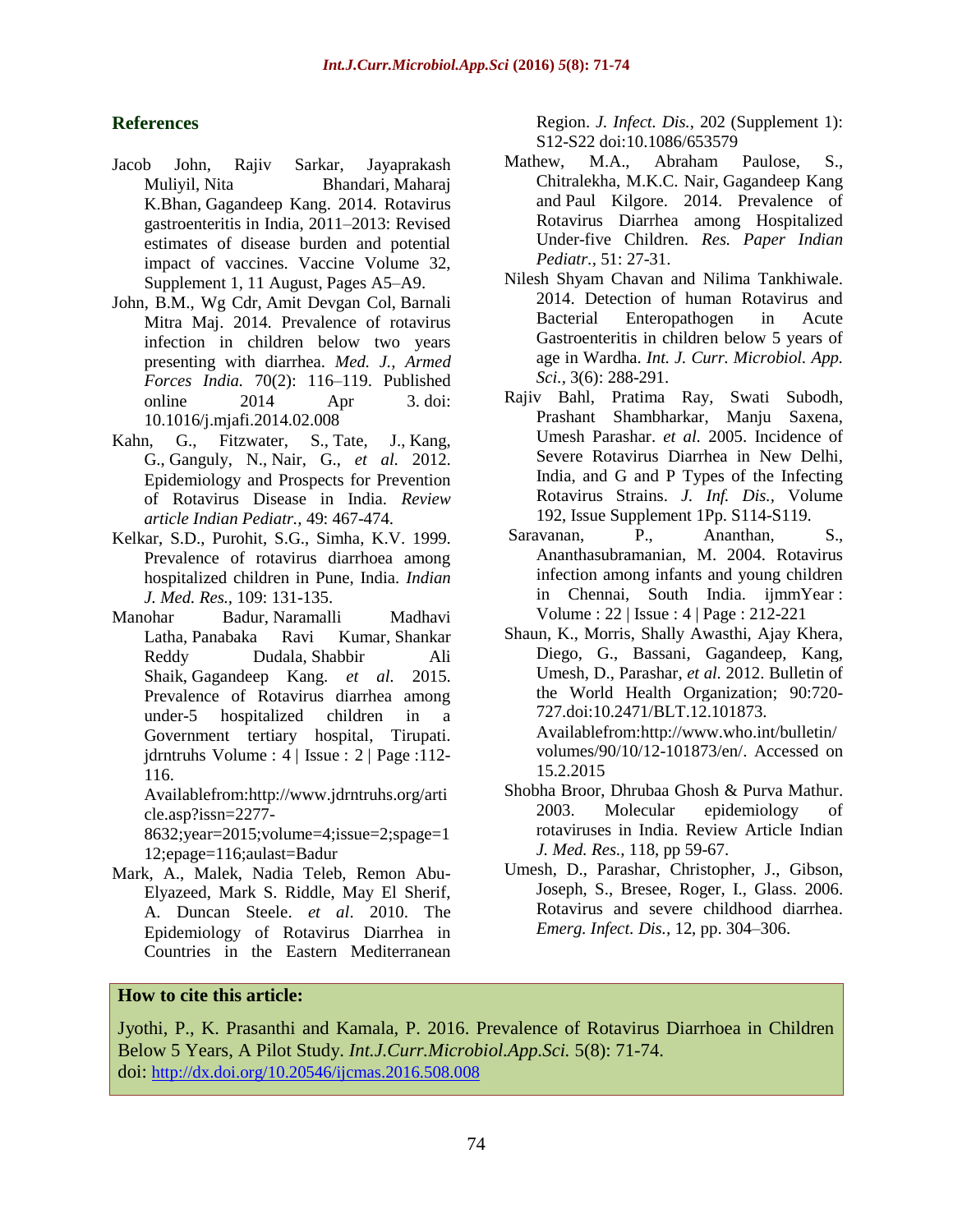## References

Jacob John, Rajiv Sarkar, Jayaprakash Muliyil, Nita Bhandari, Maharaj K.Bhan, Gagandeep Kang. 2014. Rotavirus gastroenteritis in India, 2011–2013: Revised estimates of disease burden and potential impact of vaccines. Vaccine Volume 32, Supplement 1, 11 August, Pages A5–A9.

John, B.M., Wg Cdr, Amit Devgan Col, Barnali Mitra Maj. 2014. Prevalence of rotavirus infection in children below two years presenting with diarrhea. *Med. J., Armed Forces India.* 70(2): 116–119. Published online 2014 Apr 3. doi: 10.1016/j.mjafi.2014.02.008

Kahn, G., Fitzwater, S., Tate, J., Kang, G., Ganguly, N., Nair, G., *et al.* 2012. Epidemiology and Prospects for Prevention of Rotavirus Disease in India. *Review article Indian Pediatr.,* 49: 467-474.

Kelkar, S.D., Purohit, S.G., Simha, K.V. 1999. Prevalence of rotavirus diarrhoea among hospitalized children in Pune, India. *Indian J. Med. Res.,* 109: 131-135.

Manohar Badur, Naramalli Madhavi Latha, Panabaka Ravi Kumar, Shankar Reddy Dudala, Shabbir Ali Shaik, Gagandeep Kang. *et al.* 2015. Prevalence of Rotavirus diarrhea among under-5 hospitalized children in a Government tertiary hospital, Tirupati. jdrntruhs Volume : 4 | Issue : 2 | Page :112-116.
Availablefrom:http://www.jdrntruhs.org/article.asp?issn=2277-8632;year=2015;volume=4;issue=2;spage=112;epage=116;aulast=Badur

Mark, A., Malek, Nadia Teleb, Remon Abu-Elyazeed, Mark S. Riddle, May El Sherif, A. Duncan Steele. *et al*. 2010. The Epidemiology of Rotavirus Diarrhea in Countries in the Eastern Mediterranean Region. *J. Infect. Dis.,* 202 (Supplement 1): S12-S22 doi:10.1086/653579

Mathew, M.A., Abraham Paulose, S., Chitralekha, M.K.C. Nair, Gagandeep Kang and Paul Kilgore. 2014. Prevalence of Rotavirus Diarrhea among Hospitalized Under-five Children. *Res. Paper Indian Pediatr.,* 51: 27-31.

Nilesh Shyam Chavan and Nilima Tankhiwale. 2014. Detection of human Rotavirus and Bacterial Enteropathogen in Acute Gastroenteritis in children below 5 years of age in Wardha. *Int. J. Curr. Microbiol. App. Sci.,* 3(6): 288-291.

Rajiv Bahl, Pratima Ray, Swati Subodh, Prashant Shambharkar, Manju Saxena, Umesh Parashar. *et al.* 2005. Incidence of Severe Rotavirus Diarrhea in New Delhi, India, and G and P Types of the Infecting Rotavirus Strains. *J. Inf. Dis.,* Volume 192, Issue Supplement 1Pp. S114-S119.

Saravanan, P., Ananthan, S., Ananthasubramanian, M. 2004. Rotavirus infection among infants and young children in Chennai, South India. ijmmYear : Volume : 22 | Issue : 4 | Page : 212-221

Shaun, K., Morris, Shally Awasthi, Ajay Khera, Diego, G., Bassani, Gagandeep, Kang, Umesh, D., Parashar, *et al.* 2012. Bulletin of the World Health Organization; 90:720-727.doi:10.2471/BLT.12.101873.
Availablefrom:http://www.who.int/bulletin/volumes/90/10/12-101873/en/. Accessed on 15.2.2015

Shobha Broor, Dhrubaa Ghosh & Purva Mathur. 2003. Molecular epidemiology of rotaviruses in India. Review Article Indian *J. Med. Res.,* 118, pp 59-67.

Umesh, D., Parashar, Christopher, J., Gibson, Joseph, S., Bresee, Roger, I., Glass. 2006. Rotavirus and severe childhood diarrhea. *Emerg. Infect. Dis.,* 12, pp. 304–306.

**How to cite this article:**

Jyothi, P., K. Prasanthi and Kamala, P. 2016. Prevalence of Rotavirus Diarrhoea in Children Below 5 Years, A Pilot Study. *Int.J.Curr.Microbiol.App.Sci.* 5(8): 71-74.
doi: http://dx.doi.org/10.20546/ijcmas.2016.508.008